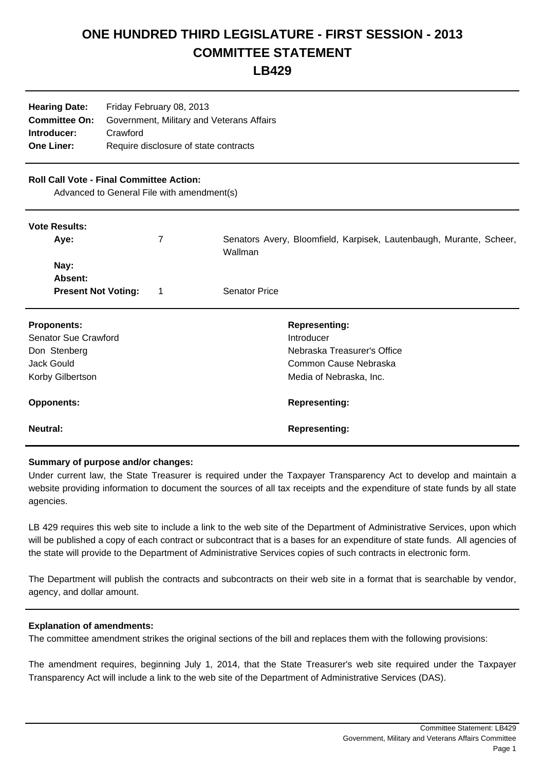# ONE HUNDRED THIRD LEGISLATURE - FIRST SESSION - 2013
# COMMITTEE STATEMENT
# LB429

**Hearing Date:** Friday February 08, 2013
**Committee On:** Government, Military and Veterans Affairs
**Introducer:** Crawford
**One Liner:** Require disclosure of state contracts

**Roll Call Vote - Final Committee Action:**
Advanced to General File with amendment(s)

**Vote Results:**

| | | |
|---|---|---|
| **Aye:** | 7 | Senators Avery, Bloomfield, Karpisek, Lautenbaugh, Murante, Scheer, Wallman |
| **Nay:** | | |
| **Absent:** | | |
| **Present Not Voting:** | 1 | Senator Price |

| **Proponents:** | **Representing:** |
|---|---|
| Senator Sue Crawford | Introducer |
| Don Stenberg | Nebraska Treasurer's Office |
| Jack Gould | Common Cause Nebraska |
| Korby Gilbertson | Media of Nebraska, Inc. |

| **Opponents:** | **Representing:** |
|---|---|

| **Neutral:** | **Representing:** |
|---|---|

**Summary of purpose and/or changes:**

Under current law, the State Treasurer is required under the Taxpayer Transparency Act to develop and maintain a website providing information to document the sources of all tax receipts and the expenditure of state funds by all state agencies.

LB 429 requires this web site to include a link to the web site of the Department of Administrative Services, upon which will be published a copy of each contract or subcontract that is a bases for an expenditure of state funds. All agencies of the state will provide to the Department of Administrative Services copies of such contracts in electronic form.

The Department will publish the contracts and subcontracts on their web site in a format that is searchable by vendor, agency, and dollar amount.

**Explanation of amendments:**

The committee amendment strikes the original sections of the bill and replaces them with the following provisions:

The amendment requires, beginning July 1, 2014, that the State Treasurer's web site required under the Taxpayer Transparency Act will include a link to the web site of the Department of Administrative Services (DAS).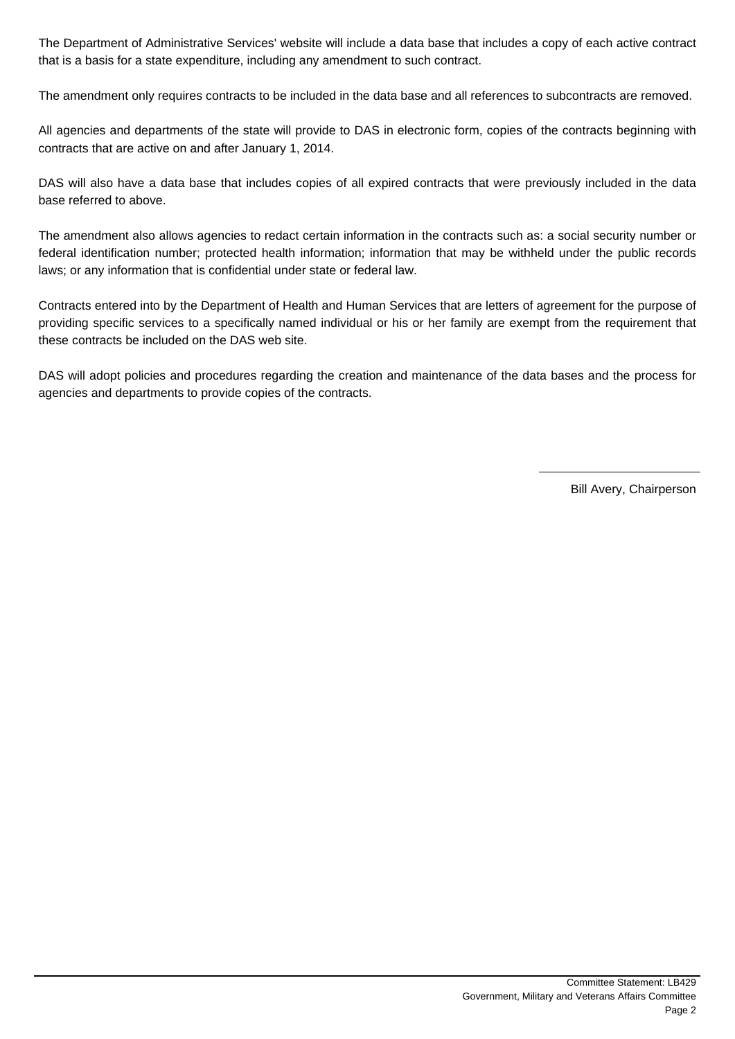The Department of Administrative Services' website will include a data base that includes a copy of each active contract that is a basis for a state expenditure, including any amendment to such contract.

The amendment only requires contracts to be included in the data base and all references to subcontracts are removed.

All agencies and departments of the state will provide to DAS in electronic form, copies of the contracts beginning with contracts that are active on and after January 1, 2014.

DAS will also have a data base that includes copies of all expired contracts that were previously included in the data base referred to above.

The amendment also allows agencies to redact certain information in the contracts such as: a social security number or federal identification number; protected health information; information that may be withheld under the public records laws; or any information that is confidential under state or federal law.

Contracts entered into by the Department of Health and Human Services that are letters of agreement for the purpose of providing specific services to a specifically named individual or his or her family are exempt from the requirement that these contracts be included on the DAS web site.

DAS will adopt policies and procedures regarding the creation and maintenance of the data bases and the process for agencies and departments to provide copies of the contracts.

Bill Avery, Chairperson